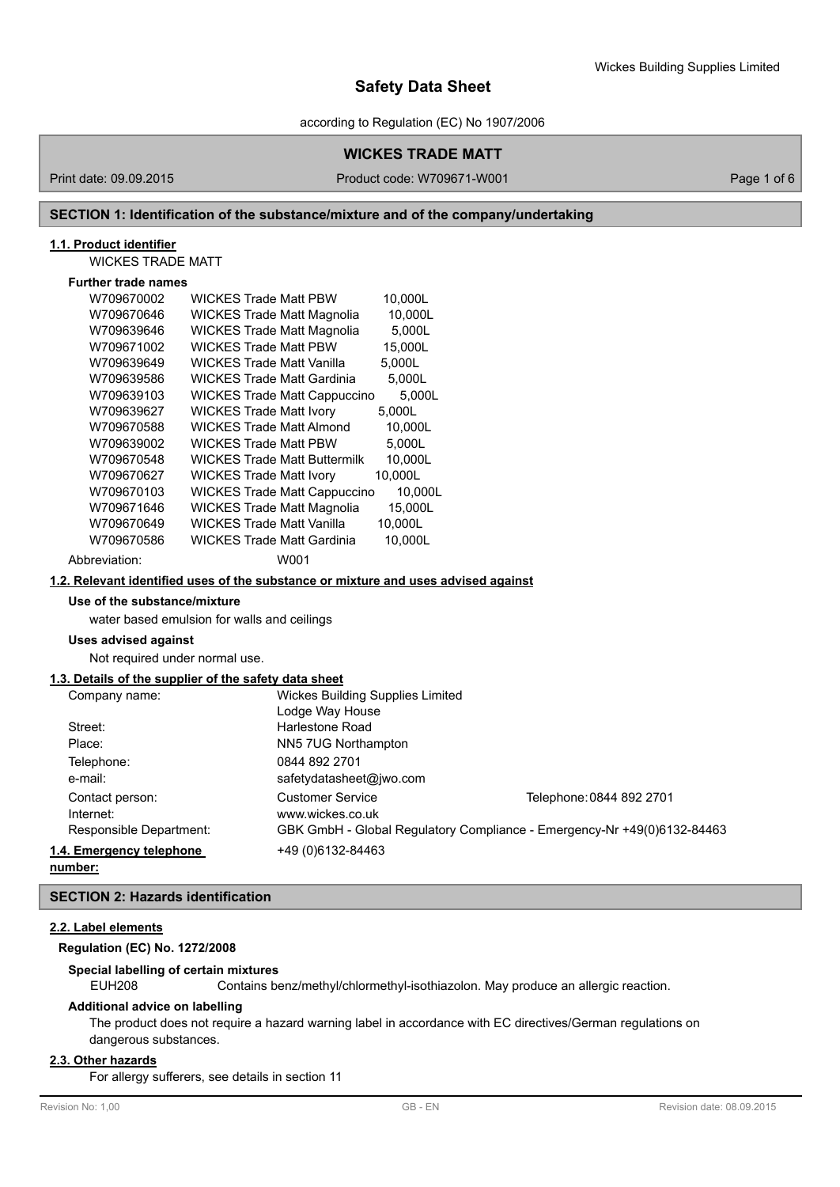# Safety Data Sheet

according to Regulation (EC) No 1907/2006

## WICKES TRADE MATT

Print date: 09.09.2015 | Product code: W709671-W001

## SECTION 1: Identification of the substance/mixture and of the company/undertaking

### 1.1. Product identifier

WICKES TRADE MATT

**Further trade names**

| | | |
|---|---|---|
| W709670002 | WICKES Trade Matt PBW | 10,000L |
| W709670646 | WICKES Trade Matt Magnolia | 10,000L |
| W709639646 | WICKES Trade Matt Magnolia | 5,000L |
| W709671002 | WICKES Trade Matt PBW | 15,000L |
| W709639649 | WICKES Trade Matt Vanilla | 5,000L |
| W709639586 | WICKES Trade Matt Gardinia | 5,000L |
| W709639103 | WICKES Trade Matt Cappuccino | 5,000L |
| W709639627 | WICKES Trade Matt Ivory | 5,000L |
| W709670588 | WICKES Trade Matt Almond | 10,000L |
| W709639002 | WICKES Trade Matt PBW | 5,000L |
| W709670548 | WICKES Trade Matt Buttermilk | 10,000L |
| W709670627 | WICKES Trade Matt Ivory | 10,000L |
| W709670103 | WICKES Trade Matt Cappuccino | 10,000L |
| W709671646 | WICKES Trade Matt Magnolia | 15,000L |
| W709670649 | WICKES Trade Matt Vanilla | 10,000L |
| W709670586 | WICKES Trade Matt Gardinia | 10,000L |

Abbreviation: W001

### 1.2. Relevant identified uses of the substance or mixture and uses advised against

**Use of the substance/mixture**

water based emulsion for walls and ceilings

**Uses advised against**

Not required under normal use.

### 1.3. Details of the supplier of the safety data sheet

| | | |
|---|---|---|
| Company name: | Wickes Building Supplies Limited<br>Lodge Way House | |
| Street: | Harlestone Road | |
| Place: | NN5 7UG Northampton | |
| Telephone: | 0844 892 2701 | |
| e-mail: | safetydatasheet@jwo.com | |
| Contact person: | Customer Service | Telephone: 0844 892 2701 |
| Internet: | www.wickes.co.uk | |
| Responsible Department: | GBK GmbH - Global Regulatory Compliance - Emergency-Nr +49(0)6132-84463 | |

**1.4. Emergency telephone number:** +49 (0)6132-84463

## SECTION 2: Hazards identification

### 2.2. Label elements

**Regulation (EC) No. 1272/2008**

**Special labelling of certain mixtures**

EUH208 Contains benz/methyl/chlormethyl-isothiazolon. May produce an allergic reaction.

**Additional advice on labelling**

The product does not require a hazard warning label in accordance with EC directives/German regulations on dangerous substances.

### 2.3. Other hazards

For allergy sufferers, see details in section 11

Revision No: 1,00 | GB - EN | Revision date: 08.09.2015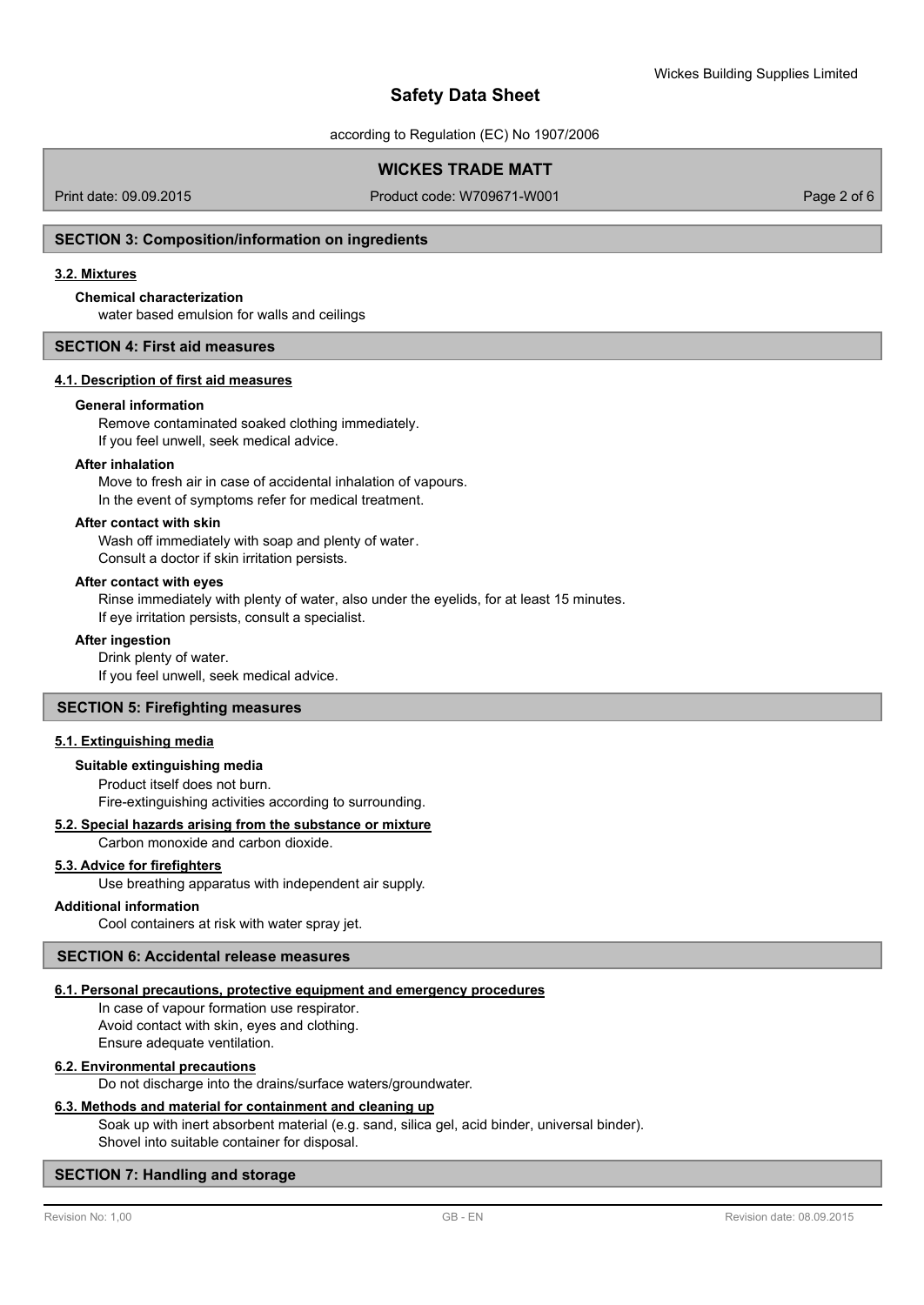## SECTION 3: Composition/information on ingredients

### 3.2. Mixtures

**Chemical characterization**

water based emulsion for walls and ceilings

## SECTION 4: First aid measures

### 4.1. Description of first aid measures

**General information**

Remove contaminated soaked clothing immediately.
If you feel unwell, seek medical advice.

**After inhalation**

Move to fresh air in case of accidental inhalation of vapours.
In the event of symptoms refer for medical treatment.

**After contact with skin**

Wash off immediately with soap and plenty of water.
Consult a doctor if skin irritation persists.

**After contact with eyes**

Rinse immediately with plenty of water, also under the eyelids, for at least 15 minutes.
If eye irritation persists, consult a specialist.

**After ingestion**

Drink plenty of water.
If you feel unwell, seek medical advice.

## SECTION 5: Firefighting measures

### 5.1. Extinguishing media

**Suitable extinguishing media**

Product itself does not burn.
Fire-extinguishing activities according to surrounding.

### 5.2. Special hazards arising from the substance or mixture

Carbon monoxide and carbon dioxide.

### 5.3. Advice for firefighters

Use breathing apparatus with independent air supply.

**Additional information**

Cool containers at risk with water spray jet.

## SECTION 6: Accidental release measures

### 6.1. Personal precautions, protective equipment and emergency procedures

In case of vapour formation use respirator.
Avoid contact with skin, eyes and clothing.
Ensure adequate ventilation.

### 6.2. Environmental precautions

Do not discharge into the drains/surface waters/groundwater.

### 6.3. Methods and material for containment and cleaning up

Soak up with inert absorbent material (e.g. sand, silica gel, acid binder, universal binder).
Shovel into suitable container for disposal.

## SECTION 7: Handling and storage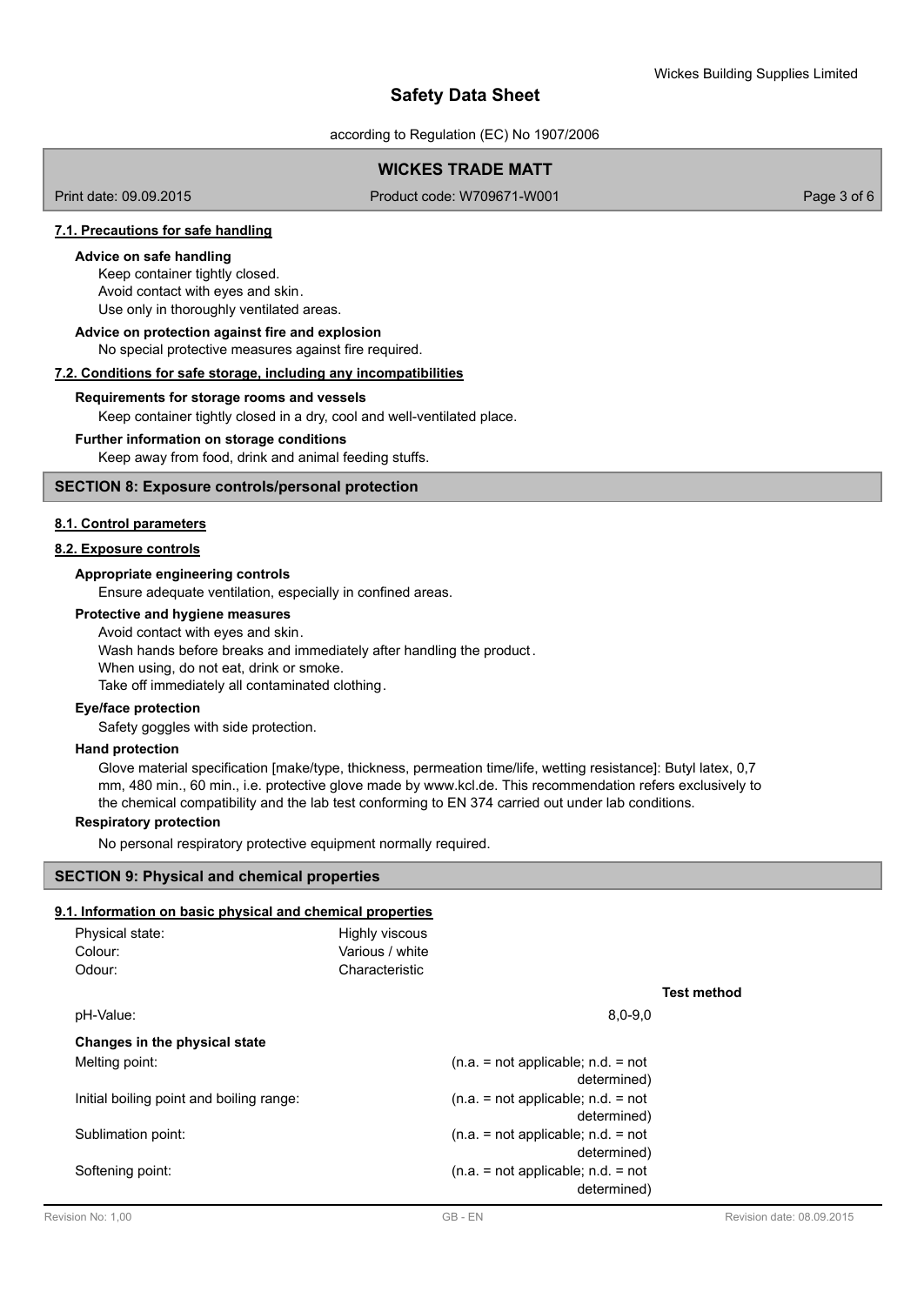#### 7.1. Precautions for safe handling

**Advice on safe handling**

Keep container tightly closed.
Avoid contact with eyes and skin.
Use only in thoroughly ventilated areas.

**Advice on protection against fire and explosion**

No special protective measures against fire required.

#### 7.2. Conditions for safe storage, including any incompatibilities

**Requirements for storage rooms and vessels**

Keep container tightly closed in a dry, cool and well-ventilated place.

**Further information on storage conditions**

Keep away from food, drink and animal feeding stuffs.

## SECTION 8: Exposure controls/personal protection

#### 8.1. Control parameters

#### 8.2. Exposure controls

**Appropriate engineering controls**

Ensure adequate ventilation, especially in confined areas.

**Protective and hygiene measures**

Avoid contact with eyes and skin.
Wash hands before breaks and immediately after handling the product.
When using, do not eat, drink or smoke.
Take off immediately all contaminated clothing.

**Eye/face protection**

Safety goggles with side protection.

**Hand protection**

Glove material specification [make/type, thickness, permeation time/life, wetting resistance]: Butyl latex, 0,7 mm, 480 min., 60 min., i.e. protective glove made by www.kcl.de. This recommendation refers exclusively to the chemical compatibility and the lab test conforming to EN 374 carried out under lab conditions.

**Respiratory protection**

No personal respiratory protective equipment normally required.

## SECTION 9: Physical and chemical properties

#### 9.1. Information on basic physical and chemical properties

| | | |
|---|---|---|
| Physical state: | Highly viscous | |
| Colour: | Various / white | |
| Odour: | Characteristic | |
| | | **Test method** |
| pH-Value: | 8,0-9,0 | |
| **Changes in the physical state** | | |
| Melting point: | (n.a. = not applicable; n.d. = not determined) | |
| Initial boiling point and boiling range: | (n.a. = not applicable; n.d. = not determined) | |
| Sublimation point: | (n.a. = not applicable; n.d. = not determined) | |
| Softening point: | (n.a. = not applicable; n.d. = not determined) | |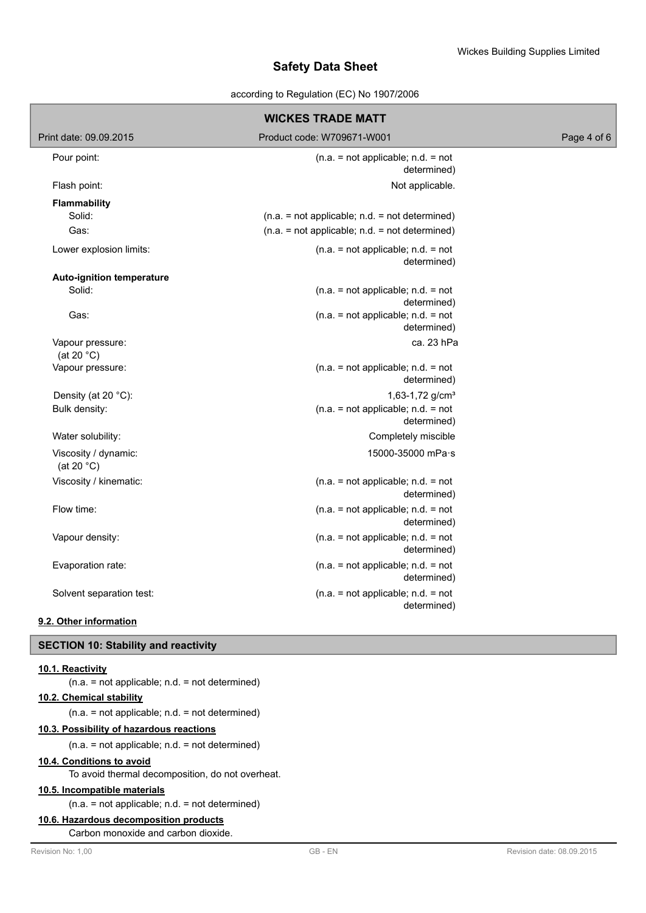| | |
|---|---|
| Pour point: | (n.a. = not applicable; n.d. = not determined) |
| Flash point: | Not applicable. |
| **Flammability** | |
| Solid: | (n.a. = not applicable; n.d. = not determined) |
| Gas: | (n.a. = not applicable; n.d. = not determined) |
| Lower explosion limits: | (n.a. = not applicable; n.d. = not determined) |
| **Auto-ignition temperature** | |
| Solid: | (n.a. = not applicable; n.d. = not determined) |
| Gas: | (n.a. = not applicable; n.d. = not determined) |
| Vapour pressure: (at 20 °C) | ca. 23 hPa |
| Vapour pressure: | (n.a. = not applicable; n.d. = not determined) |
| Density (at 20 °C): | 1,63-1,72 g/cm³ |
| Bulk density: | (n.a. = not applicable; n.d. = not determined) |
| Water solubility: | Completely miscible |
| Viscosity / dynamic: (at 20 °C) | 15000-35000 mPa·s |
| Viscosity / kinematic: | (n.a. = not applicable; n.d. = not determined) |
| Flow time: | (n.a. = not applicable; n.d. = not determined) |
| Vapour density: | (n.a. = not applicable; n.d. = not determined) |
| Evaporation rate: | (n.a. = not applicable; n.d. = not determined) |
| Solvent separation test: | (n.a. = not applicable; n.d. = not determined) |

### 9.2. Other information

## SECTION 10: Stability and reactivity

### 10.1. Reactivity

(n.a. = not applicable; n.d. = not determined)

### 10.2. Chemical stability

(n.a. = not applicable; n.d. = not determined)

### 10.3. Possibility of hazardous reactions

(n.a. = not applicable; n.d. = not determined)

### 10.4. Conditions to avoid

To avoid thermal decomposition, do not overheat.

### 10.5. Incompatible materials

(n.a. = not applicable; n.d. = not determined)

### 10.6. Hazardous decomposition products

Carbon monoxide and carbon dioxide.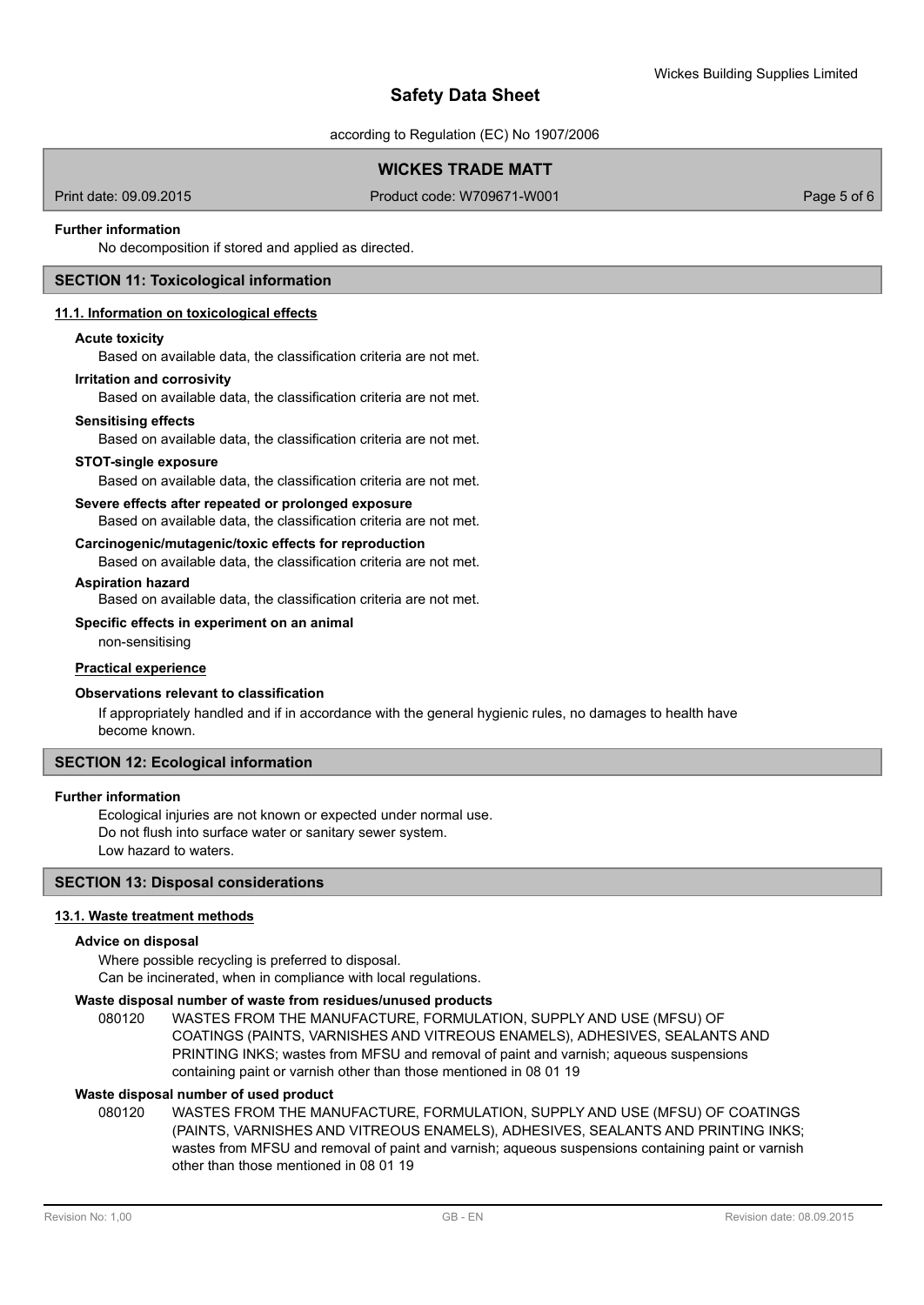**Further information**

No decomposition if stored and applied as directed.

## SECTION 11: Toxicological information

### 11.1. Information on toxicological effects

**Acute toxicity**

Based on available data, the classification criteria are not met.

**Irritation and corrosivity**

Based on available data, the classification criteria are not met.

**Sensitising effects**

Based on available data, the classification criteria are not met.

**STOT-single exposure**

Based on available data, the classification criteria are not met.

**Severe effects after repeated or prolonged exposure**

Based on available data, the classification criteria are not met.

**Carcinogenic/mutagenic/toxic effects for reproduction**

Based on available data, the classification criteria are not met.

**Aspiration hazard**

Based on available data, the classification criteria are not met.

**Specific effects in experiment on an animal**

non-sensitising

**Practical experience**

**Observations relevant to classification**

If appropriately handled and if in accordance with the general hygienic rules, no damages to health have become known.

## SECTION 12: Ecological information

**Further information**

Ecological injuries are not known or expected under normal use.
Do not flush into surface water or sanitary sewer system.
Low hazard to waters.

## SECTION 13: Disposal considerations

### 13.1. Waste treatment methods

**Advice on disposal**

Where possible recycling is preferred to disposal.
Can be incinerated, when in compliance with local regulations.

**Waste disposal number of waste from residues/unused products**

080120 WASTES FROM THE MANUFACTURE, FORMULATION, SUPPLY AND USE (MFSU) OF COATINGS (PAINTS, VARNISHES AND VITREOUS ENAMELS), ADHESIVES, SEALANTS AND PRINTING INKS; wastes from MFSU and removal of paint and varnish; aqueous suspensions containing paint or varnish other than those mentioned in 08 01 19

**Waste disposal number of used product**

080120 WASTES FROM THE MANUFACTURE, FORMULATION, SUPPLY AND USE (MFSU) OF COATINGS (PAINTS, VARNISHES AND VITREOUS ENAMELS), ADHESIVES, SEALANTS AND PRINTING INKS; wastes from MFSU and removal of paint and varnish; aqueous suspensions containing paint or varnish other than those mentioned in 08 01 19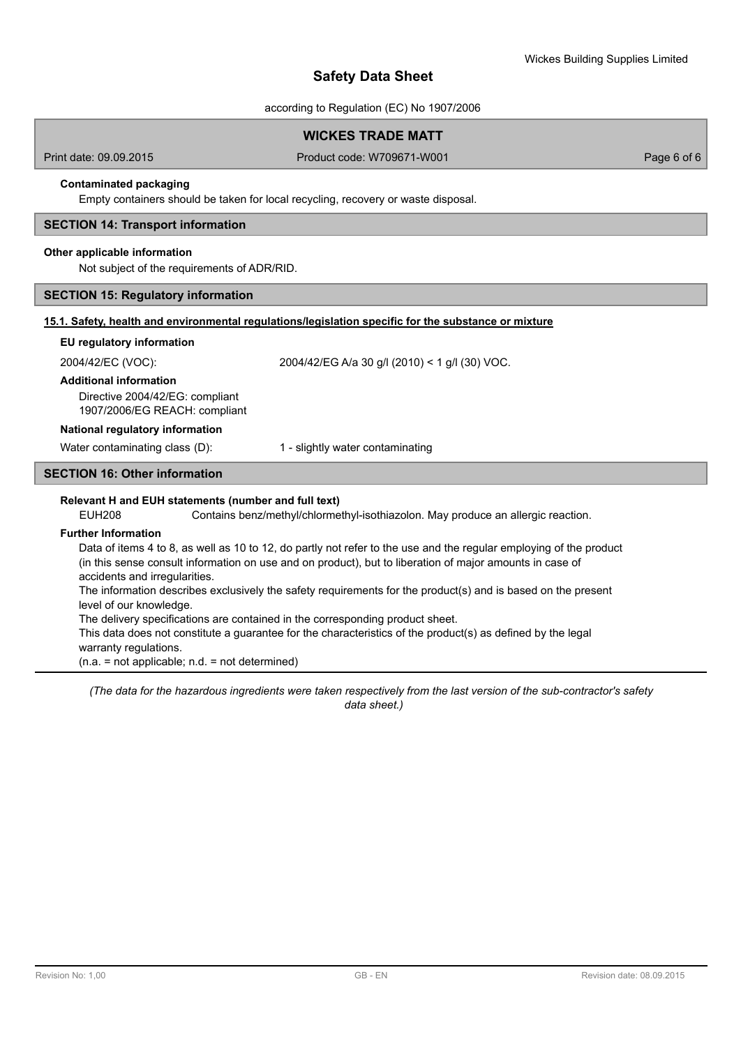#### Contaminated packaging

Empty containers should be taken for local recycling, recovery or waste disposal.

## SECTION 14: Transport information

#### Other applicable information

Not subject of the requirements of ADR/RID.

## SECTION 15: Regulatory information

### 15.1. Safety, health and environmental regulations/legislation specific for the substance or mixture

#### EU regulatory information

2004/42/EC (VOC): 2004/42/EG A/a 30 g/l (2010) < 1 g/l (30) VOC.

#### Additional information

Directive 2004/42/EG: compliant
1907/2006/EG REACH: compliant

#### National regulatory information

Water contaminating class (D): 1 - slightly water contaminating

## SECTION 16: Other information

#### Relevant H and EUH statements (number and full text)

EUH208 Contains benz/methyl/chlormethyl-isothiazolon. May produce an allergic reaction.

#### Further Information

Data of items 4 to 8, as well as 10 to 12, do partly not refer to the use and the regular employing of the product (in this sense consult information on use and on product), but to liberation of major amounts in case of accidents and irregularities.
The information describes exclusively the safety requirements for the product(s) and is based on the present level of our knowledge.
The delivery specifications are contained in the corresponding product sheet.
This data does not constitute a guarantee for the characteristics of the product(s) as defined by the legal warranty regulations.
(n.a. = not applicable; n.d. = not determined)

---

*(The data for the hazardous ingredients were taken respectively from the last version of the sub-contractor's safety data sheet.)*